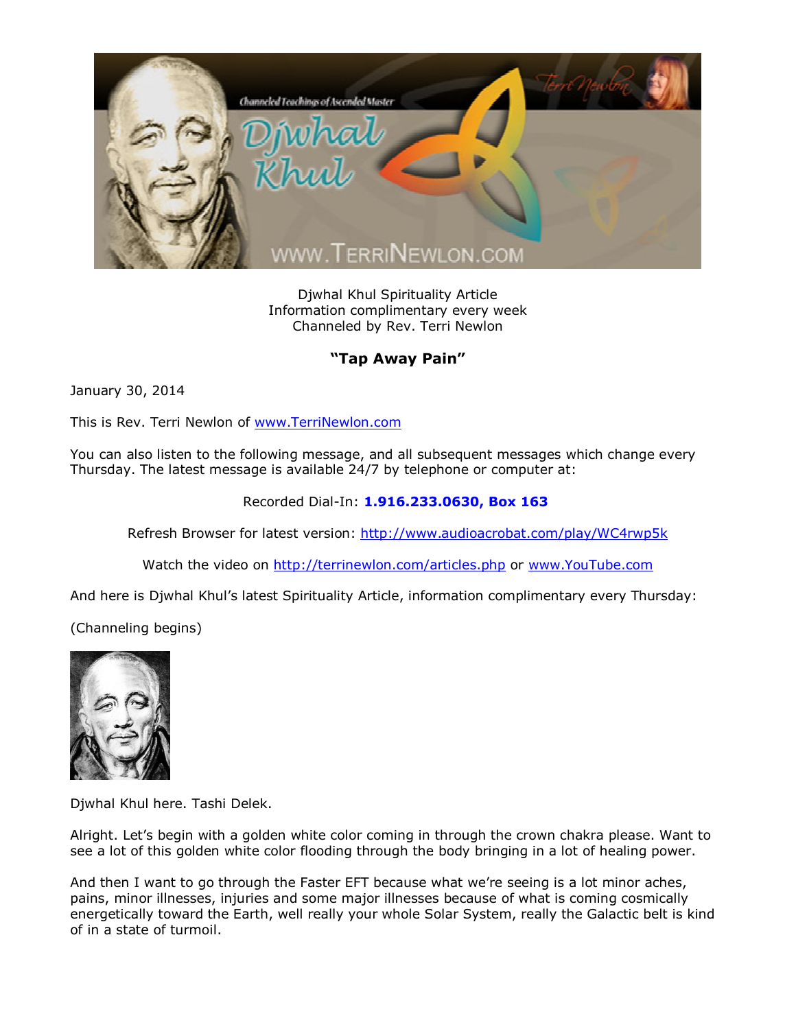Djwhal Khul Spirituality Article
Information complimentary every week
Channeled by Rev. Terri Newlon

## "Tap Away Pain"

January 30, 2014

This is Rev. Terri Newlon of [www.TerriNewlon.com](http://www.TerriNewlon.com)

You can also listen to the following message, and all subsequent messages which change every Thursday. The latest message is available 24/7 by telephone or computer at:

Recorded Dial-In: **1.916.233.0630, Box 163**

Refresh Browser for latest version: [http://www.audioacrobat.com/play/WC4rwp5k](http://www.audioacrobat.com/play/WC4rwp5k)

Watch the video on [http://terrinewlon.com/articles.php](http://terrinewlon.com/articles.php) or [www.YouTube.com](http://www.YouTube.com)

And here is Djwhal Khul's latest Spirituality Article, information complimentary every Thursday:

(Channeling begins)

Djwhal Khul here. Tashi Delek.

Alright. Let's begin with a golden white color coming in through the crown chakra please. Want to see a lot of this golden white color flooding through the body bringing in a lot of healing power.

And then I want to go through the Faster EFT because what we're seeing is a lot minor aches, pains, minor illnesses, injuries and some major illnesses because of what is coming cosmically energetically toward the Earth, well really your whole Solar System, really the Galactic belt is kind of in a state of turmoil.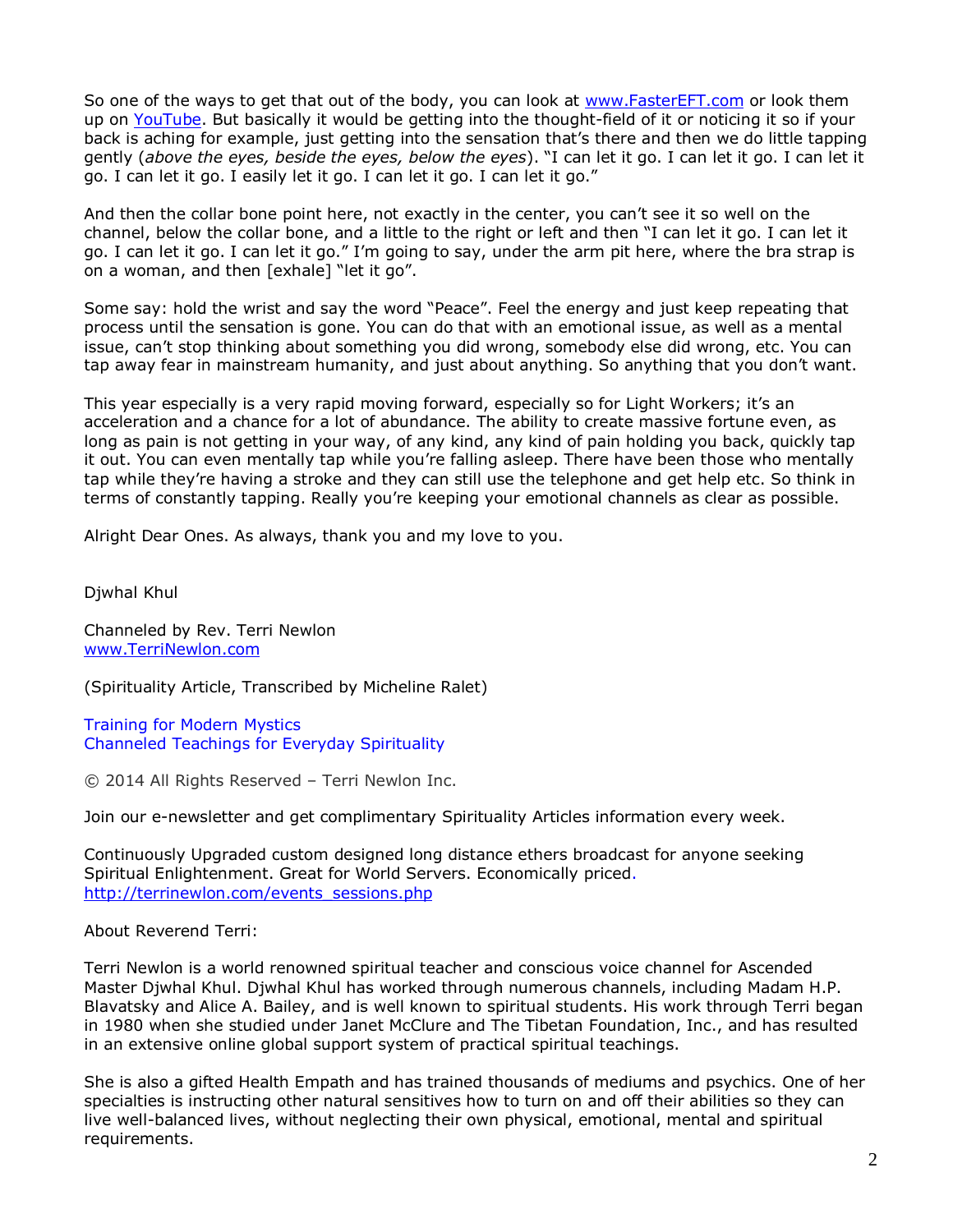So one of the ways to get that out of the body, you can look at [www.FasterEFT.com](http://www.FasterEFT.com) or look them up on [YouTube](https://www.youtube.com). But basically it would be getting into the thought-field of it or noticing it so if your back is aching for example, just getting into the sensation that's there and then we do little tapping gently (*above the eyes, beside the eyes, below the eyes*). "I can let it go. I can let it go. I can let it go. I can let it go. I easily let it go. I can let it go. I can let it go."

And then the collar bone point here, not exactly in the center, you can't see it so well on the channel, below the collar bone, and a little to the right or left and then "I can let it go. I can let it go. I can let it go. I can let it go." I'm going to say, under the arm pit here, where the bra strap is on a woman, and then [exhale] "let it go".

Some say: hold the wrist and say the word "Peace". Feel the energy and just keep repeating that process until the sensation is gone. You can do that with an emotional issue, as well as a mental issue, can't stop thinking about something you did wrong, somebody else did wrong, etc. You can tap away fear in mainstream humanity, and just about anything. So anything that you don't want.

This year especially is a very rapid moving forward, especially so for Light Workers; it's an acceleration and a chance for a lot of abundance. The ability to create massive fortune even, as long as pain is not getting in your way, of any kind, any kind of pain holding you back, quickly tap it out. You can even mentally tap while you're falling asleep. There have been those who mentally tap while they're having a stroke and they can still use the telephone and get help etc. So think in terms of constantly tapping. Really you're keeping your emotional channels as clear as possible.

Alright Dear Ones. As always, thank you and my love to you.

Djwhal Khul

Channeled by Rev. Terri Newlon
[www.TerriNewlon.com](http://www.TerriNewlon.com)

(Spirituality Article, Transcribed by Micheline Ralet)

Training for Modern Mystics
Channeled Teachings for Everyday Spirituality

© 2014 All Rights Reserved – Terri Newlon Inc.

Join our e-newsletter and get complimentary Spirituality Articles information every week.

Continuously Upgraded custom designed long distance ethers broadcast for anyone seeking Spiritual Enlightenment. Great for World Servers. Economically priced.
[http://terrinewlon.com/events_sessions.php](http://terrinewlon.com/events_sessions.php)

About Reverend Terri:

Terri Newlon is a world renowned spiritual teacher and conscious voice channel for Ascended Master Djwhal Khul. Djwhal Khul has worked through numerous channels, including Madam H.P. Blavatsky and Alice A. Bailey, and is well known to spiritual students. His work through Terri began in 1980 when she studied under Janet McClure and The Tibetan Foundation, Inc., and has resulted in an extensive online global support system of practical spiritual teachings.

She is also a gifted Health Empath and has trained thousands of mediums and psychics. One of her specialties is instructing other natural sensitives how to turn on and off their abilities so they can live well-balanced lives, without neglecting their own physical, emotional, mental and spiritual requirements.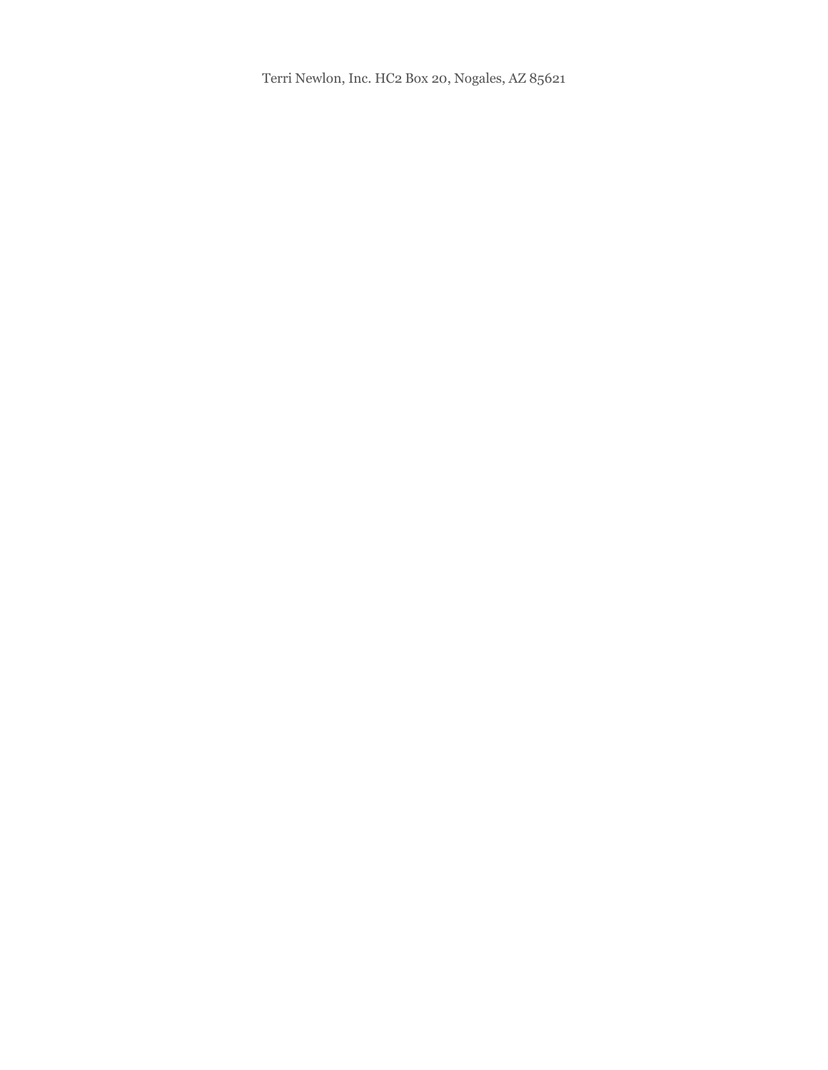Terri Newlon, Inc. HC2 Box 20, Nogales, AZ 85621